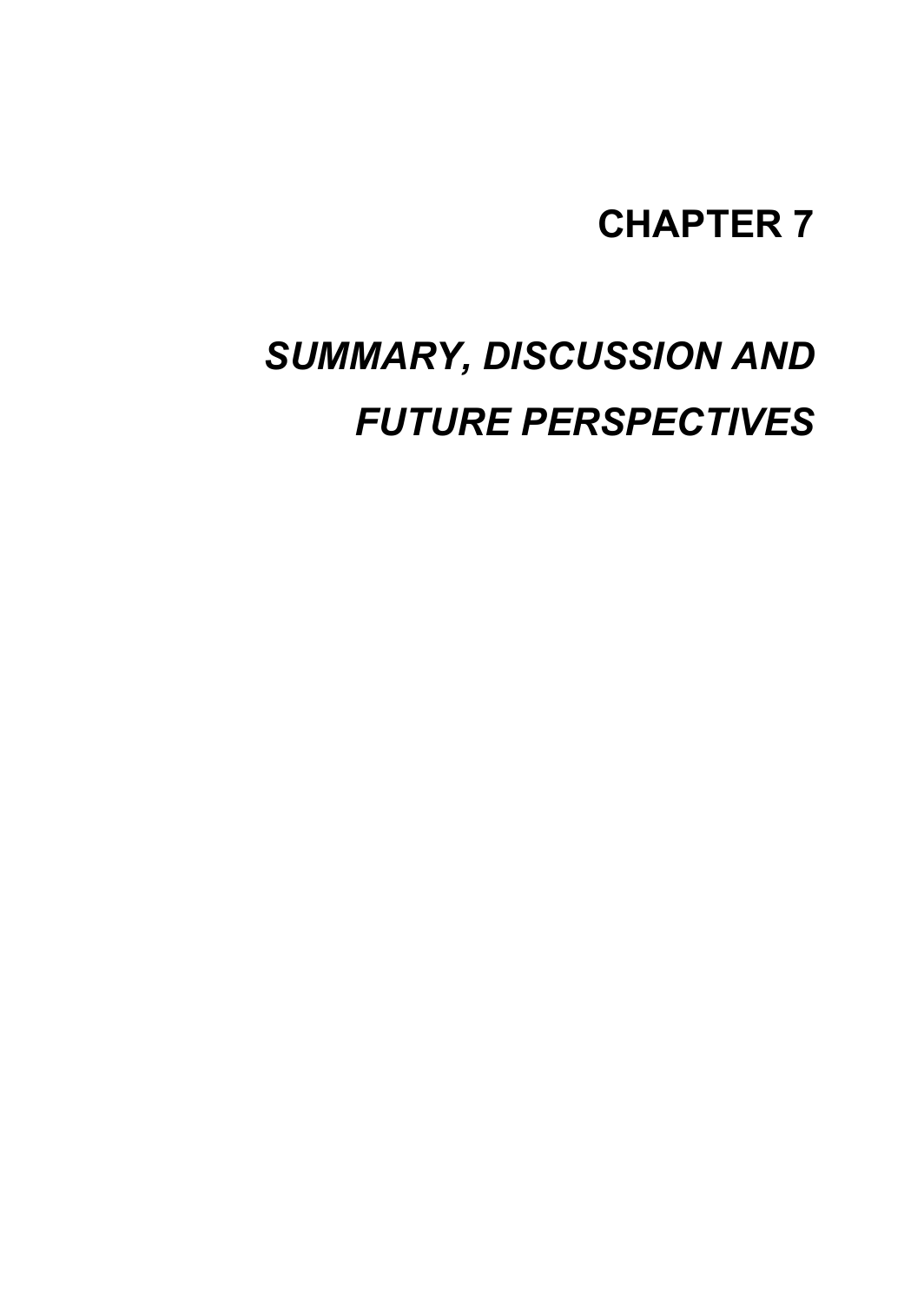# CHAPTER 7

## *SUMMARY, DISCUSSION AND FUTURE PERSPECTIVES*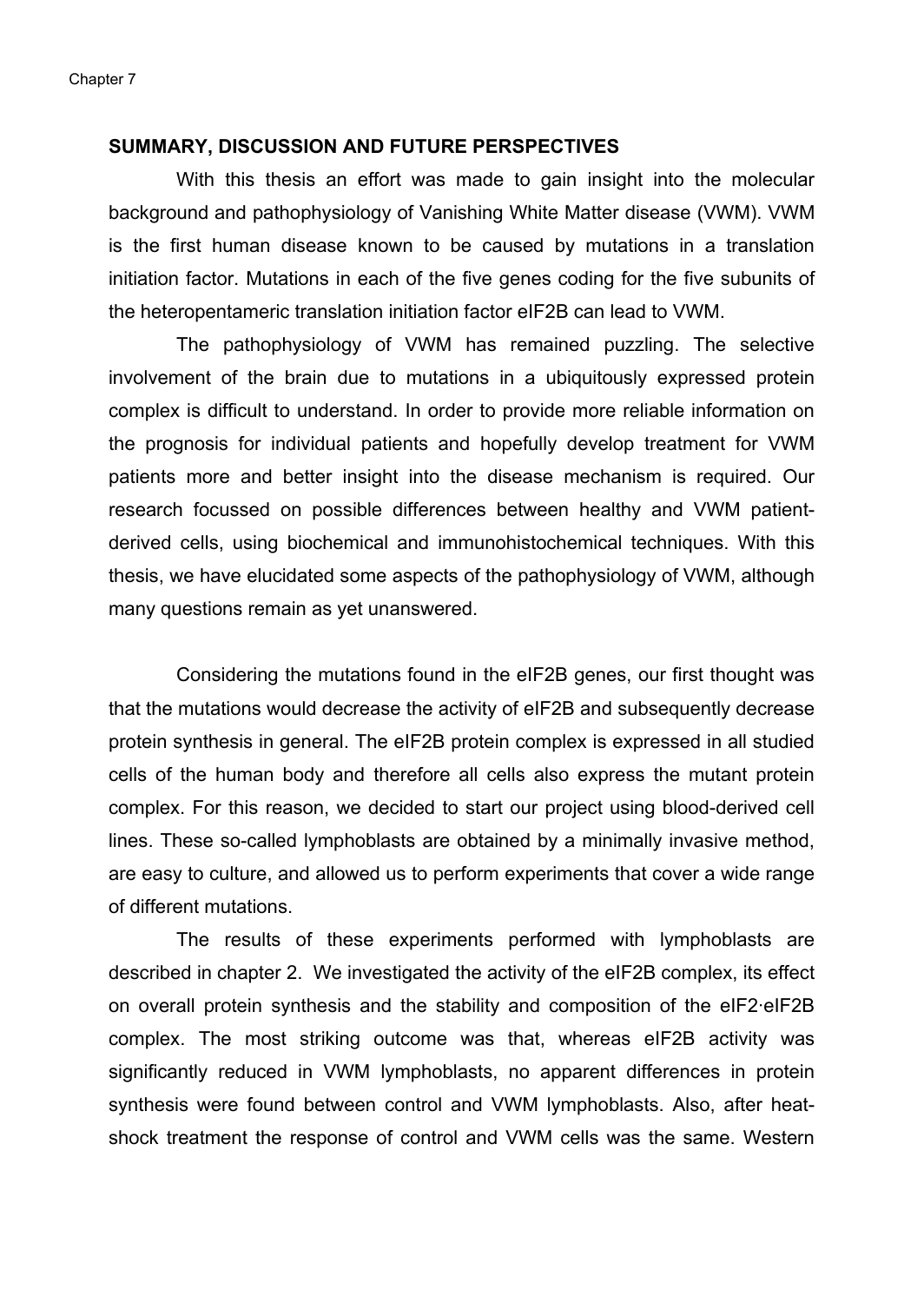## SUMMARY, DISCUSSION AND FUTURE PERSPECTIVES

With this thesis an effort was made to gain insight into the molecular background and pathophysiology of Vanishing White Matter disease (VWM). VWM is the first human disease known to be caused by mutations in a translation initiation factor. Mutations in each of the five genes coding for the five subunits of the heteropentameric translation initiation factor eIF2B can lead to VWM.

The pathophysiology of VWM has remained puzzling. The selective involvement of the brain due to mutations in a ubiquitously expressed protein complex is difficult to understand. In order to provide more reliable information on the prognosis for individual patients and hopefully develop treatment for VWM patients more and better insight into the disease mechanism is required. Our research focussed on possible differences between healthy and VWM patient-derived cells, using biochemical and immunohistochemical techniques. With this thesis, we have elucidated some aspects of the pathophysiology of VWM, although many questions remain as yet unanswered.

Considering the mutations found in the eIF2B genes, our first thought was that the mutations would decrease the activity of eIF2B and subsequently decrease protein synthesis in general. The eIF2B protein complex is expressed in all studied cells of the human body and therefore all cells also express the mutant protein complex. For this reason, we decided to start our project using blood-derived cell lines. These so-called lymphoblasts are obtained by a minimally invasive method, are easy to culture, and allowed us to perform experiments that cover a wide range of different mutations.

The results of these experiments performed with lymphoblasts are described in chapter 2. We investigated the activity of the eIF2B complex, its effect on overall protein synthesis and the stability and composition of the eIF2·eIF2B complex. The most striking outcome was that, whereas eIF2B activity was significantly reduced in VWM lymphoblasts, no apparent differences in protein synthesis were found between control and VWM lymphoblasts. Also, after heat-shock treatment the response of control and VWM cells was the same. Western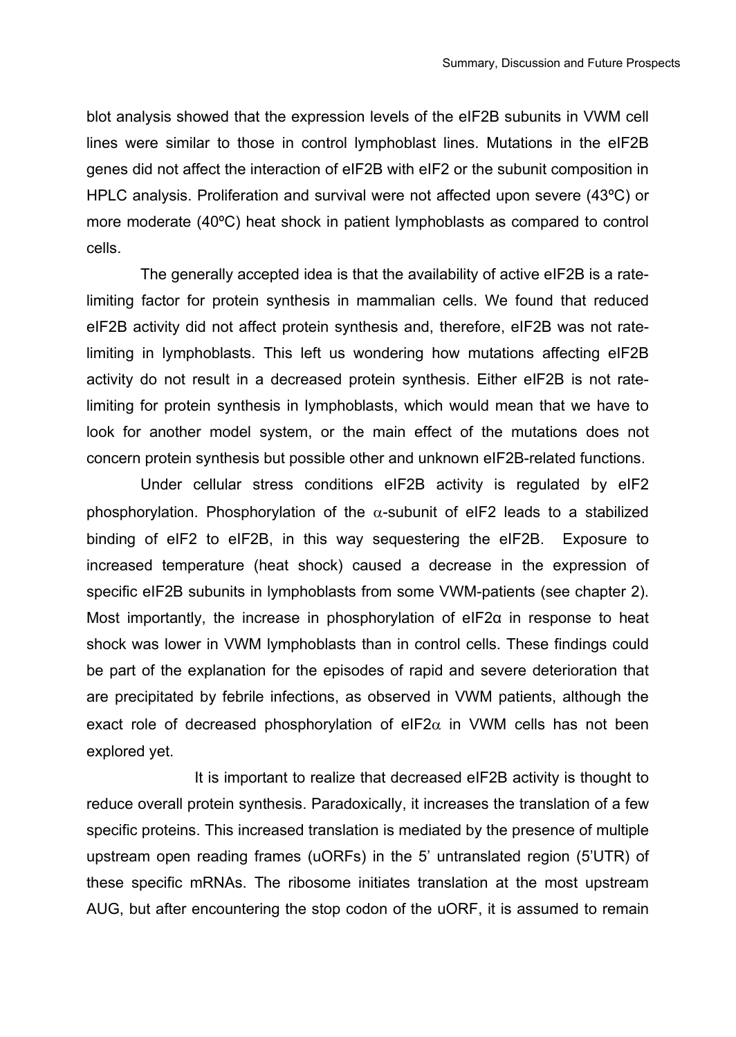blot analysis showed that the expression levels of the eIF2B subunits in VWM cell lines were similar to those in control lymphoblast lines. Mutations in the eIF2B genes did not affect the interaction of eIF2B with eIF2 or the subunit composition in HPLC analysis. Proliferation and survival were not affected upon severe (43ºC) or more moderate (40ºC) heat shock in patient lymphoblasts as compared to control cells.

The generally accepted idea is that the availability of active eIF2B is a rate-limiting factor for protein synthesis in mammalian cells. We found that reduced eIF2B activity did not affect protein synthesis and, therefore, eIF2B was not rate-limiting in lymphoblasts. This left us wondering how mutations affecting eIF2B activity do not result in a decreased protein synthesis. Either eIF2B is not rate-limiting for protein synthesis in lymphoblasts, which would mean that we have to look for another model system, or the main effect of the mutations does not concern protein synthesis but possible other and unknown eIF2B-related functions.

Under cellular stress conditions eIF2B activity is regulated by eIF2 phosphorylation. Phosphorylation of the $\alpha$-subunit of eIF2 leads to a stabilized binding of eIF2 to eIF2B, in this way sequestering the eIF2B. Exposure to increased temperature (heat shock) caused a decrease in the expression of specific eIF2B subunits in lymphoblasts from some VWM-patients (see chapter 2). Most importantly, the increase in phosphorylation of eIF2α in response to heat shock was lower in VWM lymphoblasts than in control cells. These findings could be part of the explanation for the episodes of rapid and severe deterioration that are precipitated by febrile infections, as observed in VWM patients, although the exact role of decreased phosphorylation of eIF2$\alpha$ in VWM cells has not been explored yet.

It is important to realize that decreased eIF2B activity is thought to reduce overall protein synthesis. Paradoxically, it increases the translation of a few specific proteins. This increased translation is mediated by the presence of multiple upstream open reading frames (uORFs) in the 5' untranslated region (5'UTR) of these specific mRNAs. The ribosome initiates translation at the most upstream AUG, but after encountering the stop codon of the uORF, it is assumed to remain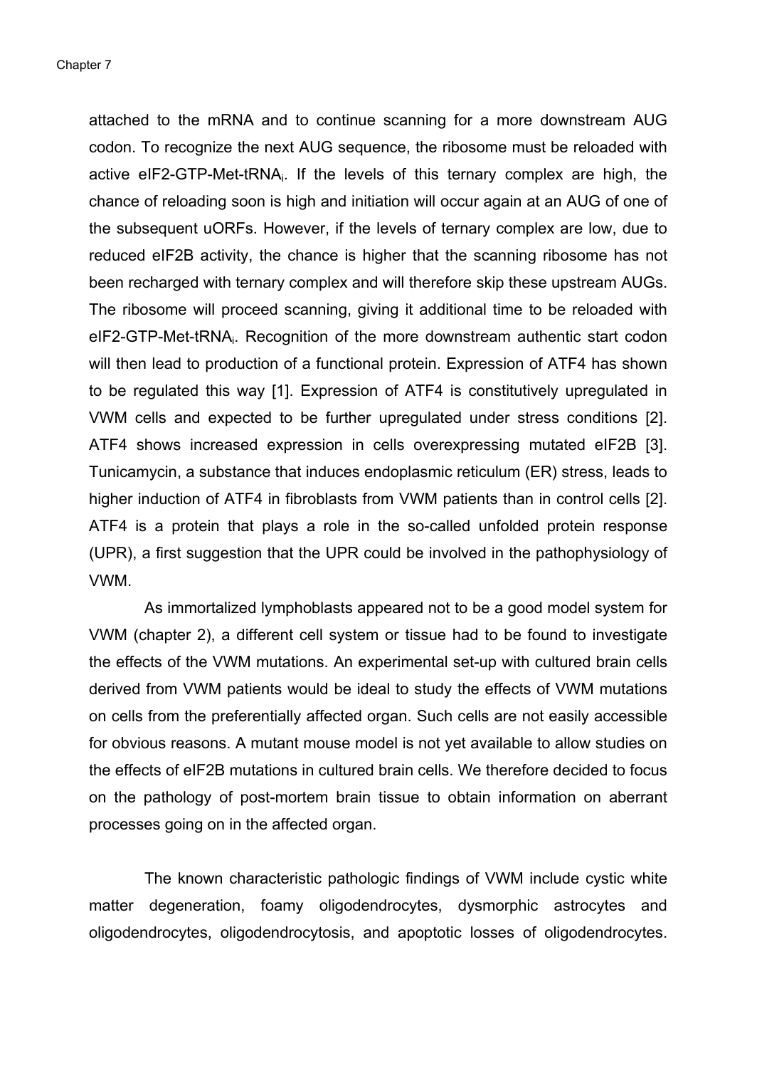attached to the mRNA and to continue scanning for a more downstream AUG codon. To recognize the next AUG sequence, the ribosome must be reloaded with active eIF2-GTP-Met-tRNA$_i$. If the levels of this ternary complex are high, the chance of reloading soon is high and initiation will occur again at an AUG of one of the subsequent uORFs. However, if the levels of ternary complex are low, due to reduced eIF2B activity, the chance is higher that the scanning ribosome has not been recharged with ternary complex and will therefore skip these upstream AUGs. The ribosome will proceed scanning, giving it additional time to be reloaded with eIF2-GTP-Met-tRNA$_i$. Recognition of the more downstream authentic start codon will then lead to production of a functional protein. Expression of ATF4 has shown to be regulated this way [1]. Expression of ATF4 is constitutively upregulated in VWM cells and expected to be further upregulated under stress conditions [2]. ATF4 shows increased expression in cells overexpressing mutated eIF2B [3]. Tunicamycin, a substance that induces endoplasmic reticulum (ER) stress, leads to higher induction of ATF4 in fibroblasts from VWM patients than in control cells [2]. ATF4 is a protein that plays a role in the so-called unfolded protein response (UPR), a first suggestion that the UPR could be involved in the pathophysiology of VWM.

As immortalized lymphoblasts appeared not to be a good model system for VWM (chapter 2), a different cell system or tissue had to be found to investigate the effects of the VWM mutations. An experimental set-up with cultured brain cells derived from VWM patients would be ideal to study the effects of VWM mutations on cells from the preferentially affected organ. Such cells are not easily accessible for obvious reasons. A mutant mouse model is not yet available to allow studies on the effects of eIF2B mutations in cultured brain cells. We therefore decided to focus on the pathology of post-mortem brain tissue to obtain information on aberrant processes going on in the affected organ.

The known characteristic pathologic findings of VWM include cystic white matter degeneration, foamy oligodendrocytes, dysmorphic astrocytes and oligodendrocytes, oligodendrocytosis, and apoptotic losses of oligodendrocytes.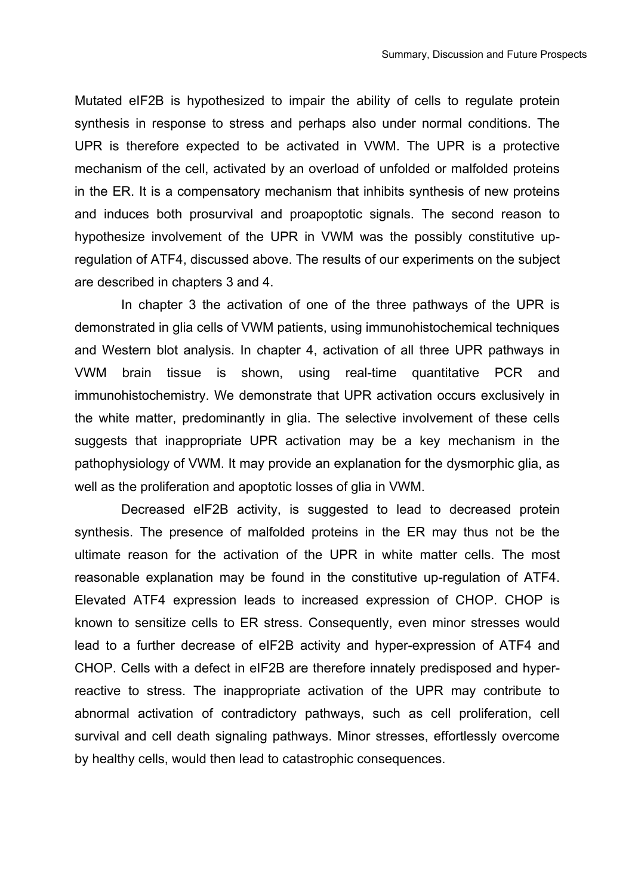Mutated eIF2B is hypothesized to impair the ability of cells to regulate protein synthesis in response to stress and perhaps also under normal conditions. The UPR is therefore expected to be activated in VWM. The UPR is a protective mechanism of the cell, activated by an overload of unfolded or malfolded proteins in the ER. It is a compensatory mechanism that inhibits synthesis of new proteins and induces both prosurvival and proapoptotic signals. The second reason to hypothesize involvement of the UPR in VWM was the possibly constitutive up-regulation of ATF4, discussed above. The results of our experiments on the subject are described in chapters 3 and 4.

In chapter 3 the activation of one of the three pathways of the UPR is demonstrated in glia cells of VWM patients, using immunohistochemical techniques and Western blot analysis. In chapter 4, activation of all three UPR pathways in VWM brain tissue is shown, using real-time quantitative PCR and immunohistochemistry. We demonstrate that UPR activation occurs exclusively in the white matter, predominantly in glia. The selective involvement of these cells suggests that inappropriate UPR activation may be a key mechanism in the pathophysiology of VWM. It may provide an explanation for the dysmorphic glia, as well as the proliferation and apoptotic losses of glia in VWM.

Decreased eIF2B activity, is suggested to lead to decreased protein synthesis. The presence of malfolded proteins in the ER may thus not be the ultimate reason for the activation of the UPR in white matter cells. The most reasonable explanation may be found in the constitutive up-regulation of ATF4. Elevated ATF4 expression leads to increased expression of CHOP. CHOP is known to sensitize cells to ER stress. Consequently, even minor stresses would lead to a further decrease of eIF2B activity and hyper-expression of ATF4 and CHOP. Cells with a defect in eIF2B are therefore innately predisposed and hyper-reactive to stress. The inappropriate activation of the UPR may contribute to abnormal activation of contradictory pathways, such as cell proliferation, cell survival and cell death signaling pathways. Minor stresses, effortlessly overcome by healthy cells, would then lead to catastrophic consequences.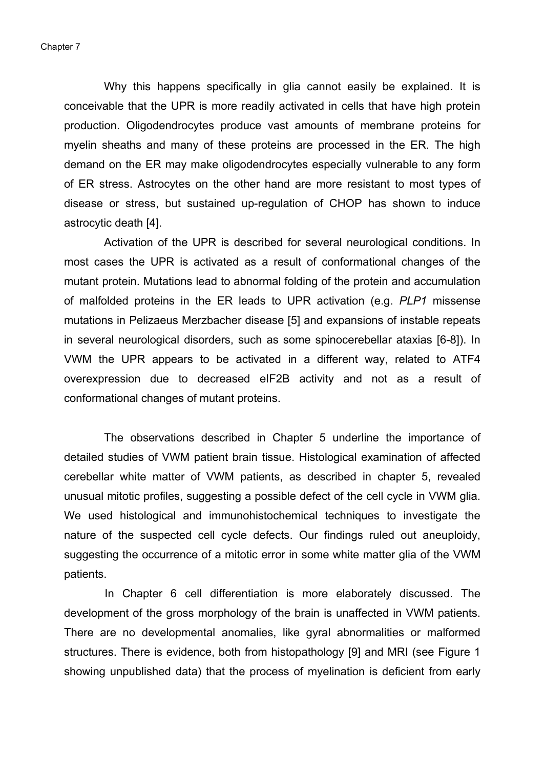Why this happens specifically in glia cannot easily be explained. It is conceivable that the UPR is more readily activated in cells that have high protein production. Oligodendrocytes produce vast amounts of membrane proteins for myelin sheaths and many of these proteins are processed in the ER. The high demand on the ER may make oligodendrocytes especially vulnerable to any form of ER stress. Astrocytes on the other hand are more resistant to most types of disease or stress, but sustained up-regulation of CHOP has shown to induce astrocytic death [4].

Activation of the UPR is described for several neurological conditions. In most cases the UPR is activated as a result of conformational changes of the mutant protein. Mutations lead to abnormal folding of the protein and accumulation of malfolded proteins in the ER leads to UPR activation (e.g. *PLP1* missense mutations in Pelizaeus Merzbacher disease [5] and expansions of instable repeats in several neurological disorders, such as some spinocerebellar ataxias [6-8]). In VWM the UPR appears to be activated in a different way, related to ATF4 overexpression due to decreased eIF2B activity and not as a result of conformational changes of mutant proteins.

The observations described in Chapter 5 underline the importance of detailed studies of VWM patient brain tissue. Histological examination of affected cerebellar white matter of VWM patients, as described in chapter 5, revealed unusual mitotic profiles, suggesting a possible defect of the cell cycle in VWM glia. We used histological and immunohistochemical techniques to investigate the nature of the suspected cell cycle defects. Our findings ruled out aneuploidy, suggesting the occurrence of a mitotic error in some white matter glia of the VWM patients.

In Chapter 6 cell differentiation is more elaborately discussed. The development of the gross morphology of the brain is unaffected in VWM patients. There are no developmental anomalies, like gyral abnormalities or malformed structures. There is evidence, both from histopathology [9] and MRI (see Figure 1 showing unpublished data) that the process of myelination is deficient from early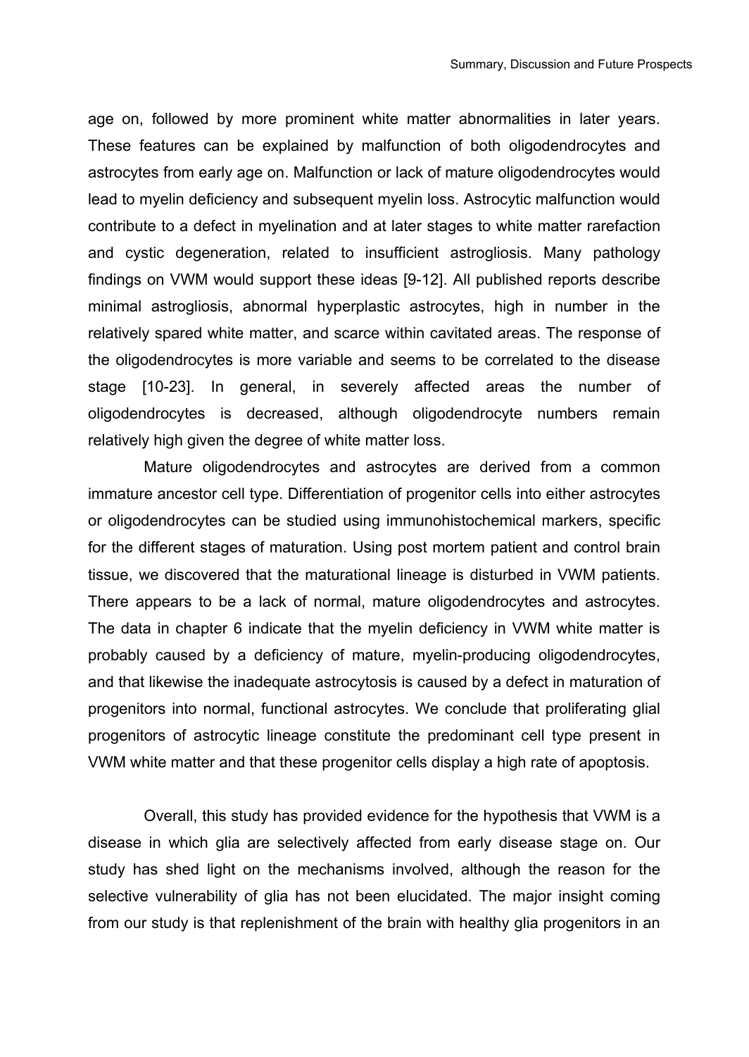age on, followed by more prominent white matter abnormalities in later years. These features can be explained by malfunction of both oligodendrocytes and astrocytes from early age on. Malfunction or lack of mature oligodendrocytes would lead to myelin deficiency and subsequent myelin loss. Astrocytic malfunction would contribute to a defect in myelination and at later stages to white matter rarefaction and cystic degeneration, related to insufficient astrogliosis. Many pathology findings on VWM would support these ideas [9-12]. All published reports describe minimal astrogliosis, abnormal hyperplastic astrocytes, high in number in the relatively spared white matter, and scarce within cavitated areas. The response of the oligodendrocytes is more variable and seems to be correlated to the disease stage [10-23]. In general, in severely affected areas the number of oligodendrocytes is decreased, although oligodendrocyte numbers remain relatively high given the degree of white matter loss.

Mature oligodendrocytes and astrocytes are derived from a common immature ancestor cell type. Differentiation of progenitor cells into either astrocytes or oligodendrocytes can be studied using immunohistochemical markers, specific for the different stages of maturation. Using post mortem patient and control brain tissue, we discovered that the maturational lineage is disturbed in VWM patients. There appears to be a lack of normal, mature oligodendrocytes and astrocytes. The data in chapter 6 indicate that the myelin deficiency in VWM white matter is probably caused by a deficiency of mature, myelin-producing oligodendrocytes, and that likewise the inadequate astrocytosis is caused by a defect in maturation of progenitors into normal, functional astrocytes. We conclude that proliferating glial progenitors of astrocytic lineage constitute the predominant cell type present in VWM white matter and that these progenitor cells display a high rate of apoptosis.

Overall, this study has provided evidence for the hypothesis that VWM is a disease in which glia are selectively affected from early disease stage on. Our study has shed light on the mechanisms involved, although the reason for the selective vulnerability of glia has not been elucidated. The major insight coming from our study is that replenishment of the brain with healthy glia progenitors in an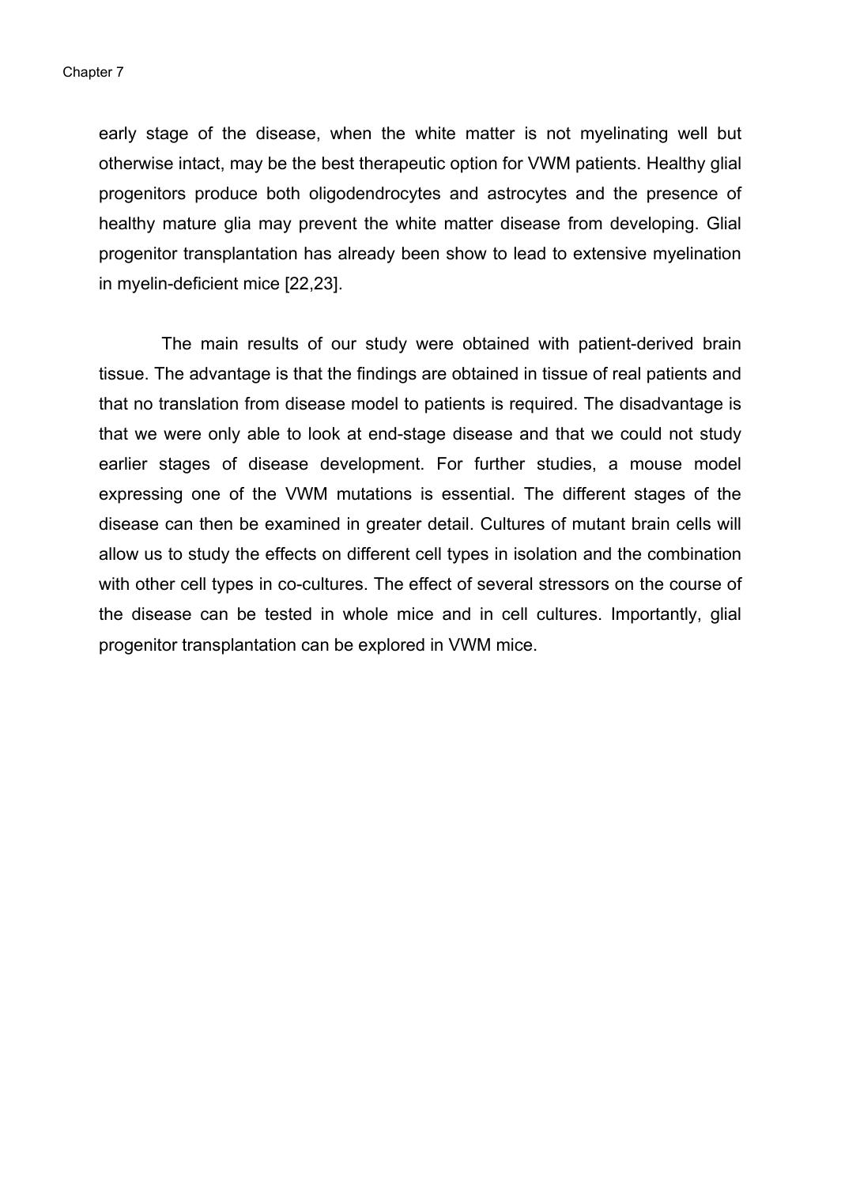early stage of the disease, when the white matter is not myelinating well but otherwise intact, may be the best therapeutic option for VWM patients. Healthy glial progenitors produce both oligodendrocytes and astrocytes and the presence of healthy mature glia may prevent the white matter disease from developing. Glial progenitor transplantation has already been show to lead to extensive myelination in myelin-deficient mice [22,23].

The main results of our study were obtained with patient-derived brain tissue. The advantage is that the findings are obtained in tissue of real patients and that no translation from disease model to patients is required. The disadvantage is that we were only able to look at end-stage disease and that we could not study earlier stages of disease development. For further studies, a mouse model expressing one of the VWM mutations is essential. The different stages of the disease can then be examined in greater detail. Cultures of mutant brain cells will allow us to study the effects on different cell types in isolation and the combination with other cell types in co-cultures. The effect of several stressors on the course of the disease can be tested in whole mice and in cell cultures. Importantly, glial progenitor transplantation can be explored in VWM mice.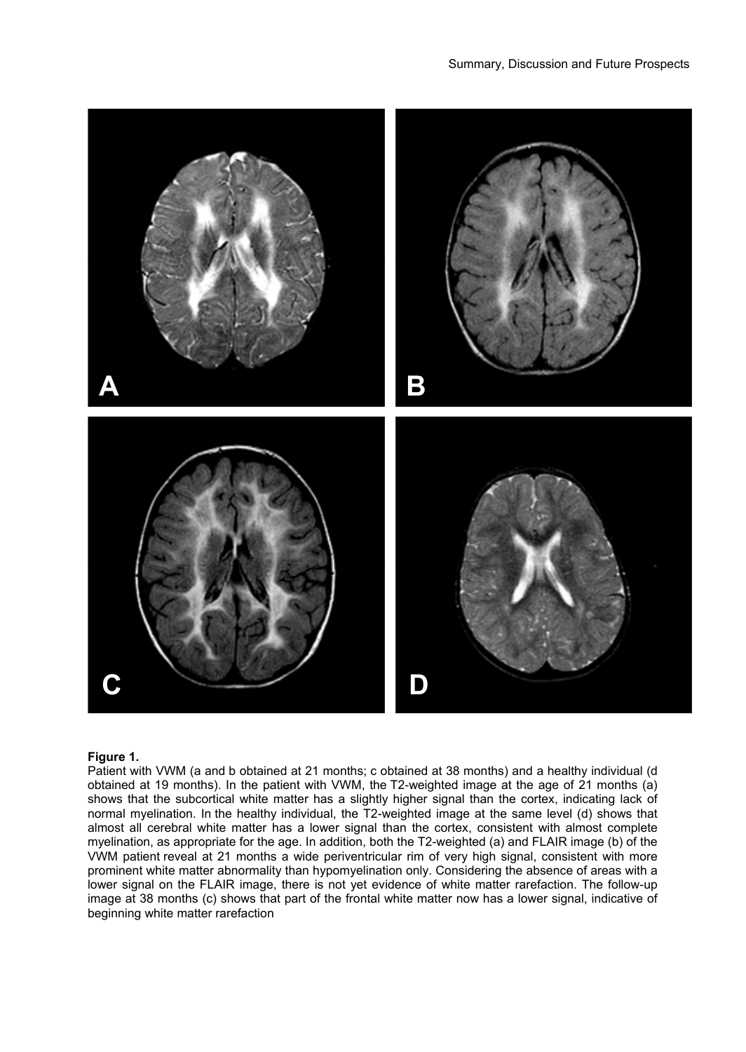**Figure 1.**

Patient with VWM (a and b obtained at 21 months; c obtained at 38 months) and a healthy individual (d obtained at 19 months). In the patient with VWM, the T2-weighted image at the age of 21 months (a) shows that the subcortical white matter has a slightly higher signal than the cortex, indicating lack of normal myelination. In the healthy individual, the T2-weighted image at the same level (d) shows that almost all cerebral white matter has a lower signal than the cortex, consistent with almost complete myelination, as appropriate for the age. In addition, both the T2-weighted (a) and FLAIR image (b) of the VWM patient reveal at 21 months a wide periventricular rim of very high signal, consistent with more prominent white matter abnormality than hypomyelination only. Considering the absence of areas with a lower signal on the FLAIR image, there is not yet evidence of white matter rarefaction. The follow-up image at 38 months (c) shows that part of the frontal white matter now has a lower signal, indicative of beginning white matter rarefaction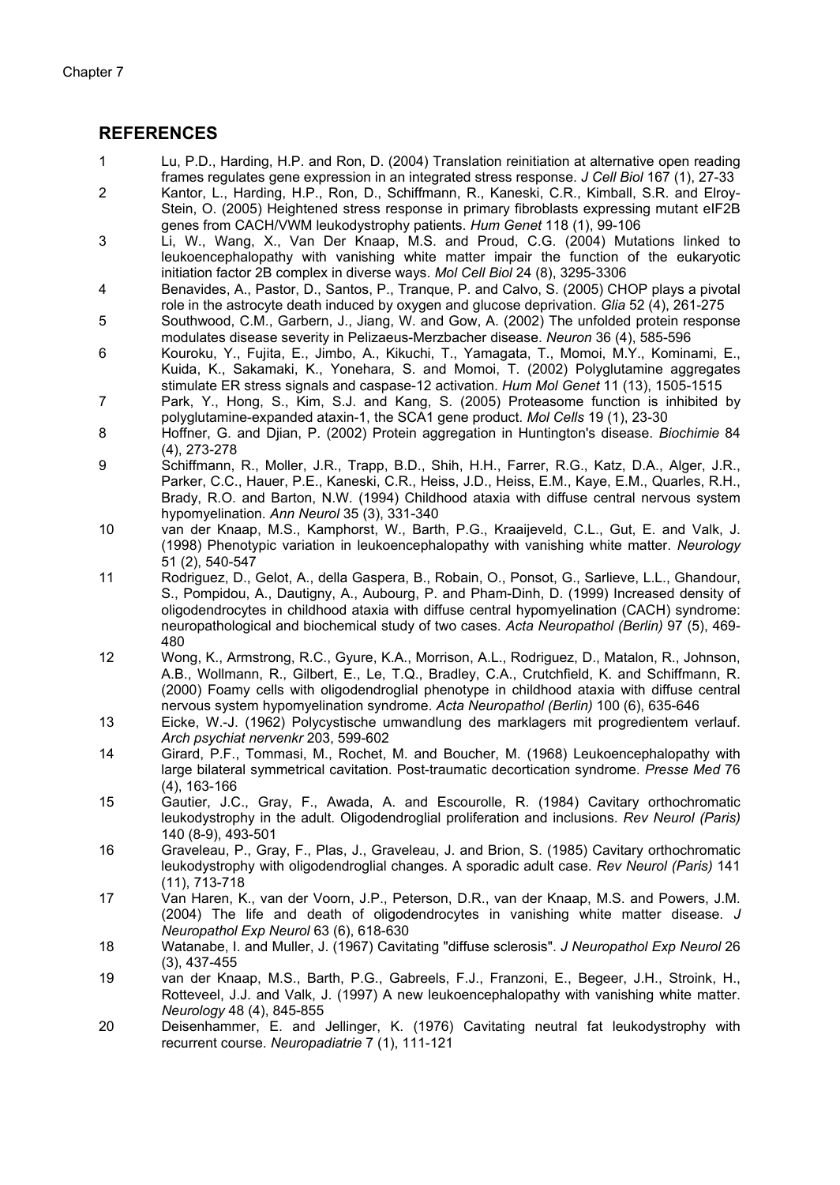## REFERENCES

1. Lu, P.D., Harding, H.P. and Ron, D. (2004) Translation reinitiation at alternative open reading frames regulates gene expression in an integrated stress response. *J Cell Biol* 167 (1), 27-33
2. Kantor, L., Harding, H.P., Ron, D., Schiffmann, R., Kaneski, C.R., Kimball, S.R. and Elroy-Stein, O. (2005) Heightened stress response in primary fibroblasts expressing mutant eIF2B genes from CACH/VWM leukodystrophy patients. *Hum Genet* 118 (1), 99-106
3. Li, W., Wang, X., Van Der Knaap, M.S. and Proud, C.G. (2004) Mutations linked to leukoencephalopathy with vanishing white matter impair the function of the eukaryotic initiation factor 2B complex in diverse ways. *Mol Cell Biol* 24 (8), 3295-3306
4. Benavides, A., Pastor, D., Santos, P., Tranque, P. and Calvo, S. (2005) CHOP plays a pivotal role in the astrocyte death induced by oxygen and glucose deprivation. *Glia* 52 (4), 261-275
5. Southwood, C.M., Garbern, J., Jiang, W. and Gow, A. (2002) The unfolded protein response modulates disease severity in Pelizaeus-Merzbacher disease. *Neuron* 36 (4), 585-596
6. Kouroku, Y., Fujita, E., Jimbo, A., Kikuchi, T., Yamagata, T., Momoi, M.Y., Kominami, E., Kuida, K., Sakamaki, K., Yonehara, S. and Momoi, T. (2002) Polyglutamine aggregates stimulate ER stress signals and caspase-12 activation. *Hum Mol Genet* 11 (13), 1505-1515
7. Park, Y., Hong, S., Kim, S.J. and Kang, S. (2005) Proteasome function is inhibited by polyglutamine-expanded ataxin-1, the SCA1 gene product. *Mol Cells* 19 (1), 23-30
8. Hoffner, G. and Djian, P. (2002) Protein aggregation in Huntington's disease. *Biochimie* 84 (4), 273-278
9. Schiffmann, R., Moller, J.R., Trapp, B.D., Shih, H.H., Farrer, R.G., Katz, D.A., Alger, J.R., Parker, C.C., Hauer, P.E., Kaneski, C.R., Heiss, J.D., Heiss, E.M., Kaye, E.M., Quarles, R.H., Brady, R.O. and Barton, N.W. (1994) Childhood ataxia with diffuse central nervous system hypomyelination. *Ann Neurol* 35 (3), 331-340
10. van der Knaap, M.S., Kamphorst, W., Barth, P.G., Kraaijeveld, C.L., Gut, E. and Valk, J. (1998) Phenotypic variation in leukoencephalopathy with vanishing white matter. *Neurology* 51 (2), 540-547
11. Rodriguez, D., Gelot, A., della Gaspera, B., Robain, O., Ponsot, G., Sarlieve, L.L., Ghandour, S., Pompidou, A., Dautigny, A., Aubourg, P. and Pham-Dinh, D. (1999) Increased density of oligodendrocytes in childhood ataxia with diffuse central hypomyelination (CACH) syndrome: neuropathological and biochemical study of two cases. *Acta Neuropathol (Berlin)* 97 (5), 469-480
12. Wong, K., Armstrong, R.C., Gyure, K.A., Morrison, A.L., Rodriguez, D., Matalon, R., Johnson, A.B., Wollmann, R., Gilbert, E., Le, T.Q., Bradley, C.A., Crutchfield, K. and Schiffmann, R. (2000) Foamy cells with oligodendroglial phenotype in childhood ataxia with diffuse central nervous system hypomyelination syndrome. *Acta Neuropathol (Berlin)* 100 (6), 635-646
13. Eicke, W.-J. (1962) Polycystische umwandlung des marklagers mit progredientem verlauf. *Arch psychiat nervenkr* 203, 599-602
14. Girard, P.F., Tommasi, M., Rochet, M. and Boucher, M. (1968) Leukoencephalopathy with large bilateral symmetrical cavitation. Post-traumatic decortication syndrome. *Presse Med* 76 (4), 163-166
15. Gautier, J.C., Gray, F., Awada, A. and Escourolle, R. (1984) Cavitary orthochromatic leukodystrophy in the adult. Oligodendroglial proliferation and inclusions. *Rev Neurol (Paris)* 140 (8-9), 493-501
16. Graveleau, P., Gray, F., Plas, J., Graveleau, J. and Brion, S. (1985) Cavitary orthochromatic leukodystrophy with oligodendroglial changes. A sporadic adult case. *Rev Neurol (Paris)* 141 (11), 713-718
17. Van Haren, K., van der Voorn, J.P., Peterson, D.R., van der Knaap, M.S. and Powers, J.M. (2004) The life and death of oligodendrocytes in vanishing white matter disease. *J Neuropathol Exp Neurol* 63 (6), 618-630
18. Watanabe, I. and Muller, J. (1967) Cavitating "diffuse sclerosis". *J Neuropathol Exp Neurol* 26 (3), 437-455
19. van der Knaap, M.S., Barth, P.G., Gabreels, F.J., Franzoni, E., Begeer, J.H., Stroink, H., Rotteveel, J.J. and Valk, J. (1997) A new leukoencephalopathy with vanishing white matter. *Neurology* 48 (4), 845-855
20. Deisenhammer, E. and Jellinger, K. (1976) Cavitating neutral fat leukodystrophy with recurrent course. *Neuropadiatrie* 7 (1), 111-121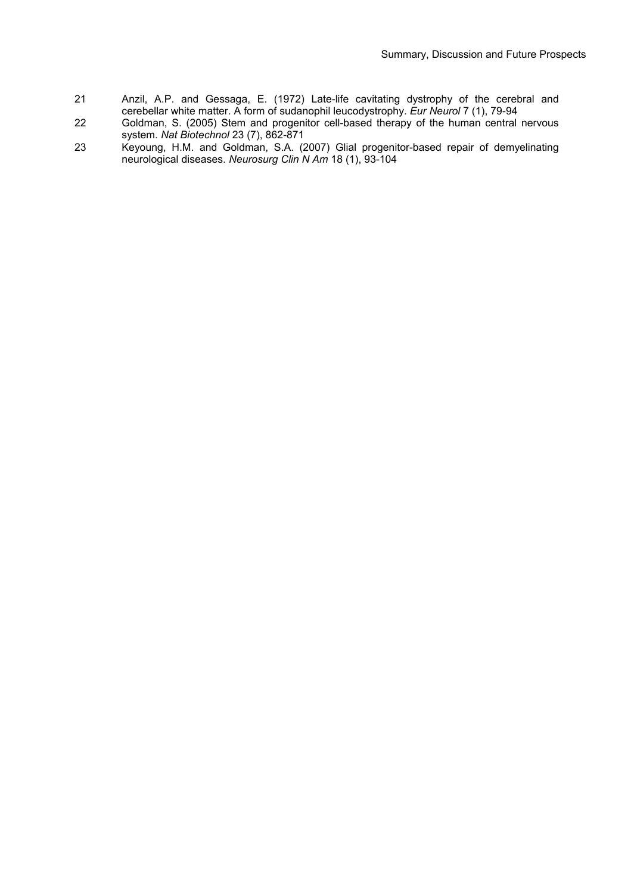21 Anzil, A.P. and Gessaga, E. (1972) Late-life cavitating dystrophy of the cerebral and cerebellar white matter. A form of sudanophil leucodystrophy. *Eur Neurol* 7 (1), 79-94

22 Goldman, S. (2005) Stem and progenitor cell-based therapy of the human central nervous system. *Nat Biotechnol* 23 (7), 862-871

23 Keyoung, H.M. and Goldman, S.A. (2007) Glial progenitor-based repair of demyelinating neurological diseases. *Neurosurg Clin N Am* 18 (1), 93-104